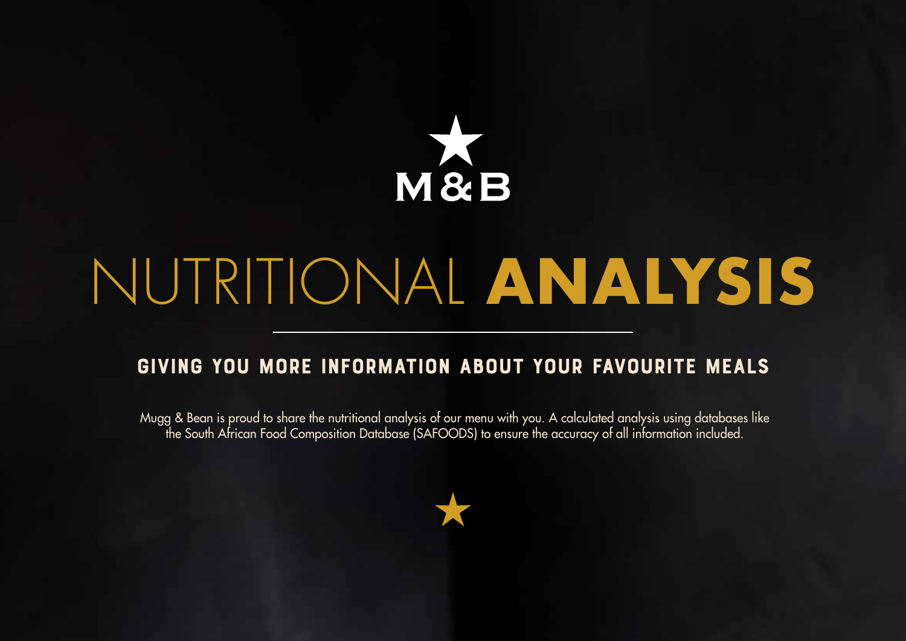M&B

# NUTRITIONAL **ANALYSIS**

## GIVING YOU MORE INFORMATION ABOUT YOUR FAVOURITE MEALS

Mugg & Bean is proud to share the nutritional analysis of our menu with you. A calculated analysis using databases like the South African Food Composition Database (SAFOODS) to ensure the accuracy of all information included.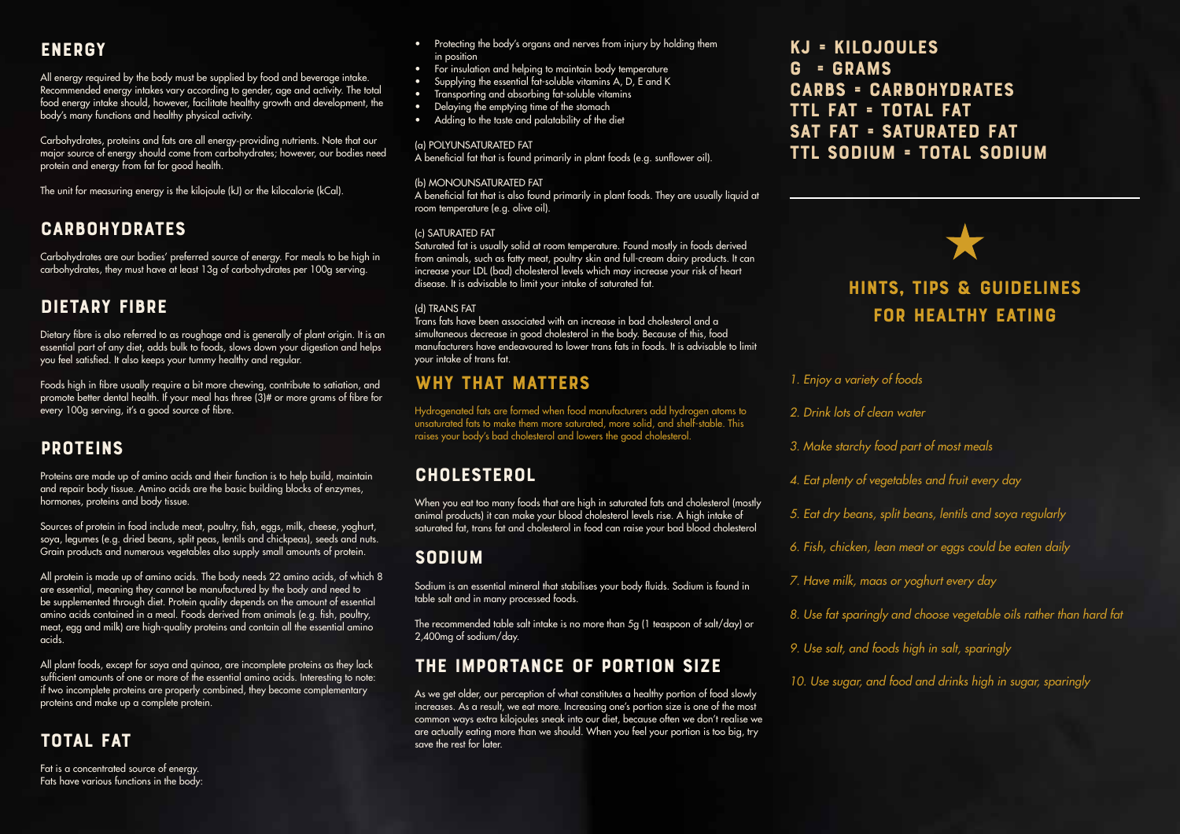## ENERGY

All energy required by the body must be supplied by food and beverage intake. Recommended energy intakes vary according to gender, age and activity. The total food energy intake should, however, facilitate healthy growth and development, the body's many functions and healthy physical activity.

Carbohydrates, proteins and fats are all energy-providing nutrients. Note that our major source of energy should come from carbohydrates; however, our bodies need protein and energy from fat for good health.

The unit for measuring energy is the kilojoule (kJ) or the kilocalorie (kCal).

## CARBOHYDRATES

Carbohydrates are our bodies' preferred source of energy. For meals to be high in carbohydrates, they must have at least 13g of carbohydrates per 100g serving.

## DIETARY FIBRE

Dietary fibre is also referred to as roughage and is generally of plant origin. It is an essential part of any diet, adds bulk to foods, slows down your digestion and helps you feel satisfied. It also keeps your tummy healthy and regular.

Foods high in fibre usually require a bit more chewing, contribute to satiation, and promote better dental health. If your meal has three (3)# or more grams of fibre for every 100g serving, it's a good source of fibre.

## PROTEINS

Proteins are made up of amino acids and their function is to help build, maintain and repair body tissue. Amino acids are the basic building blocks of enzymes, hormones, proteins and body tissue.

Sources of protein in food include meat, poultry, fish, eggs, milk, cheese, yoghurt, soya, legumes (e.g. dried beans, split peas, lentils and chickpeas), seeds and nuts. Grain products and numerous vegetables also supply small amounts of protein.

All protein is made up of amino acids. The body needs 22 amino acids, of which 8 are essential, meaning they cannot be manufactured by the body and need to be supplemented through diet. Protein quality depends on the amount of essential amino acids contained in a meal. Foods derived from animals (e.g. fish, poultry, meat, egg and milk) are high-quality proteins and contain all the essential amino acids.

All plant foods, except for soya and quinoa, are incomplete proteins as they lack sufficient amounts of one or more of the essential amino acids. Interesting to note: if two incomplete proteins are properly combined, they become complementary proteins and make up a complete protein.

## TOTAL FAT

Fat is a concentrated source of energy.
Fats have various functions in the body:

- Protecting the body's organs and nerves from injury by holding them in position
- For insulation and helping to maintain body temperature
- Supplying the essential fat-soluble vitamins A, D, E and K
- Transporting and absorbing fat-soluble vitamins
- Delaying the emptying time of the stomach
- Adding to the taste and palatability of the diet

(a) POLYUNSATURATED FAT
A beneficial fat that is found primarily in plant foods (e.g. sunflower oil).

(b) MONOUNSATURATED FAT
A beneficial fat that is also found primarily in plant foods. They are usually liquid at room temperature (e.g. olive oil).

(c) SATURATED FAT
Saturated fat is usually solid at room temperature. Found mostly in foods derived from animals, such as fatty meat, poultry skin and full-cream dairy products. It can increase your LDL (bad) cholesterol levels which may increase your risk of heart disease. It is advisable to limit your intake of saturated fat.

(d) TRANS FAT
Trans fats have been associated with an increase in bad cholesterol and a simultaneous decrease in good cholesterol in the body. Because of this, food manufacturers have endeavoured to lower trans fats in foods. It is advisable to limit your intake of trans fat.

## WHY THAT MATTERS

Hydrogenated fats are formed when food manufacturers add hydrogen atoms to unsaturated fats to make them more saturated, more solid, and shelf-stable. This raises your body's bad cholesterol and lowers the good cholesterol.

## CHOLESTEROL

When you eat too many foods that are high in saturated fats and cholesterol (mostly animal products) it can make your blood cholesterol levels rise. A high intake of saturated fat, trans fat and cholesterol in food can raise your bad blood cholesterol

## SODIUM

Sodium is an essential mineral that stabilises your body fluids. Sodium is found in table salt and in many processed foods.

The recommended table salt intake is no more than 5g (1 teaspoon of salt/day) or 2,400mg of sodium/day.

## THE IMPORTANCE OF PORTION SIZE

As we get older, our perception of what constitutes a healthy portion of food slowly increases. As a result, we eat more. Increasing one's portion size is one of the most common ways extra kilojoules sneak into our diet, because often we don't realise we are actually eating more than we should. When you feel your portion is too big, try save the rest for later.

**KJ = KILOJOULES**
**G = GRAMS**
**CARBS = CARBOHYDRATES**
**TTL FAT = TOTAL FAT**
**SAT FAT = SATURATED FAT**
**TTL SODIUM = TOTAL SODIUM**

## HINTS, TIPS & GUIDELINES FOR HEALTHY EATING

*1. Enjoy a variety of foods*

*2. Drink lots of clean water*

*3. Make starchy food part of most meals*

*4. Eat plenty of vegetables and fruit every day*

*5. Eat dry beans, split beans, lentils and soya regularly*

*6. Fish, chicken, lean meat or eggs could be eaten daily*

*7. Have milk, maas or yoghurt every day*

*8. Use fat sparingly and choose vegetable oils rather than hard fat*

*9. Use salt, and foods high in salt, sparingly*

*10. Use sugar, and food and drinks high in sugar, sparingly*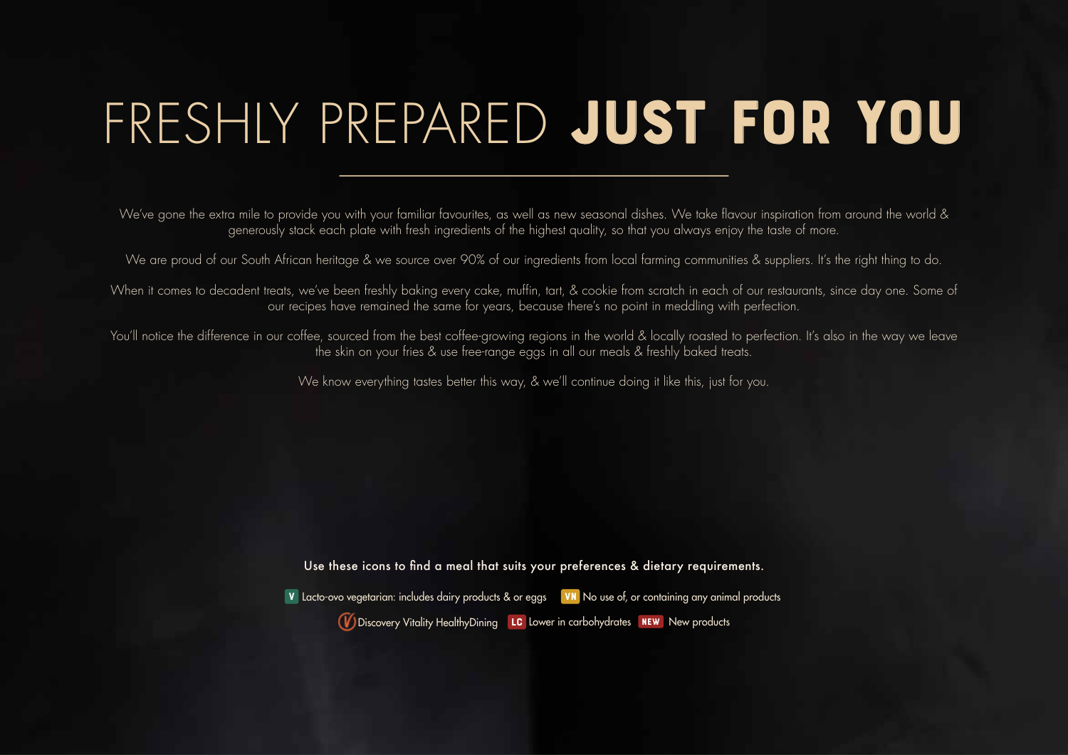# FRESHLY PREPARED **JUST FOR YOU**

We've gone the extra mile to provide you with your familiar favourites, as well as new seasonal dishes. We take flavour inspiration from around the world & generously stack each plate with fresh ingredients of the highest quality, so that you always enjoy the taste of more.

We are proud of our South African heritage & we source over 90% of our ingredients from local farming communities & suppliers. It's the right thing to do.

When it comes to decadent treats, we've been freshly baking every cake, muffin, tart, & cookie from scratch in each of our restaurants, since day one. Some of our recipes have remained the same for years, because there's no point in meddling with perfection.

You'll notice the difference in our coffee, sourced from the best coffee-growing regions in the world & locally roasted to perfection. It's also in the way we leave the skin on your fries & use free-range eggs in all our meals & freshly baked treats.

We know everything tastes better this way, & we'll continue doing it like this, just for you.

**Use these icons to find a meal that suits your preferences & dietary requirements.**

V Lacto-ovo vegetarian: includes dairy products & or eggs   VN No use of, or containing any animal products

V Discovery Vitality HealthyDining   LC Lower in carbohydrates   NEW New products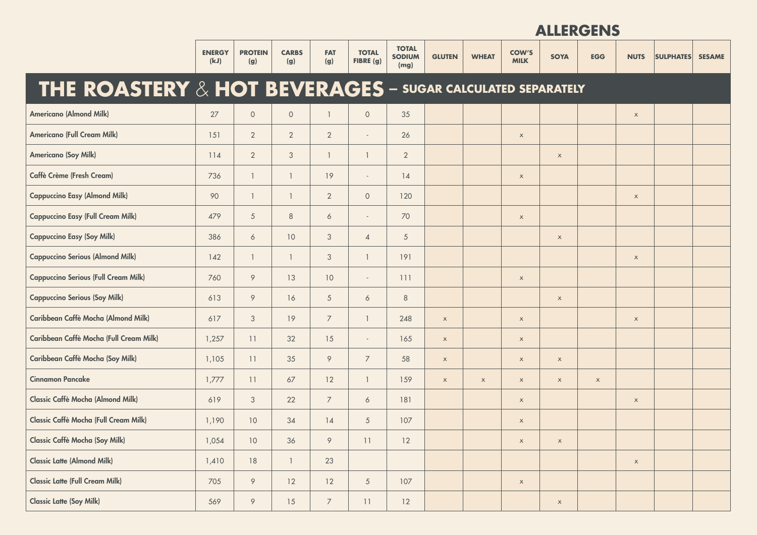## THE ROASTERY & HOT BEVERAGES – SUGAR CALCULATED SEPARATELY

| | ENERGY (kJ) | PROTEIN (g) | CARBS (g) | FAT (g) | TOTAL FIBRE (g) | TOTAL SODIUM (mg) | ALLERGENS | | | | | | | |
|---|---|---|---|---|---|---|---|---|---|---|---|---|---|---|
| | | | | | | | GLUTEN | WHEAT | COW'S MILK | SOYA | EGG | NUTS | SULPHATES | SESAME |
| Americano (Almond Milk) | 27 | 0 | 0 | 1 | 0 | 35 | | | | | | x | | |
| Americano (Full Cream Milk) | 151 | 2 | 2 | 2 | - | 26 | | | x | | | | | |
| Americano (Soy Milk) | 114 | 2 | 3 | 1 | 1 | 2 | | | | x | | | | |
| Caffè Crème (Fresh Cream) | 736 | 1 | 1 | 19 | - | 14 | | | x | | | | | |
| Cappuccino Easy (Almond Milk) | 90 | 1 | 1 | 2 | 0 | 120 | | | | | | x | | |
| Cappuccino Easy (Full Cream Milk) | 479 | 5 | 8 | 6 | - | 70 | | | x | | | | | |
| Cappuccino Easy (Soy Milk) | 386 | 6 | 10 | 3 | 4 | 5 | | | | x | | | | |
| Cappuccino Serious (Almond Milk) | 142 | 1 | 1 | 3 | 1 | 191 | | | | | | x | | |
| Cappuccino Serious (Full Cream Milk) | 760 | 9 | 13 | 10 | - | 111 | | | x | | | | | |
| Cappuccino Serious (Soy Milk) | 613 | 9 | 16 | 5 | 6 | 8 | | | | x | | | | |
| Caribbean Caffè Mocha (Almond Milk) | 617 | 3 | 19 | 7 | 1 | 248 | x | | x | | | x | | |
| Caribbean Caffè Mocha (Full Cream Milk) | 1,257 | 11 | 32 | 15 | - | 165 | x | | x | | | | | |
| Caribbean Caffè Mocha (Soy Milk) | 1,105 | 11 | 35 | 9 | 7 | 58 | x | | x | x | | | | |
| Cinnamon Pancake | 1,777 | 11 | 67 | 12 | 1 | 159 | x | x | x | x | x | | | |
| Classic Caffè Mocha (Almond Milk) | 619 | 3 | 22 | 7 | 6 | 181 | | | x | | | x | | |
| Classic Caffè Mocha (Full Cream Milk) | 1,190 | 10 | 34 | 14 | 5 | 107 | | | x | | | | | |
| Classic Caffè Mocha (Soy Milk) | 1,054 | 10 | 36 | 9 | 11 | 12 | | | x | x | | | | |
| Classic Latte (Almond Milk) | 1,410 | 18 | 1 | 23 | | | | | | | | x | | |
| Classic Latte (Full Cream Milk) | 705 | 9 | 12 | 12 | 5 | 107 | | | x | | | | | |
| Classic Latte (Soy Milk) | 569 | 9 | 15 | 7 | 11 | 12 | | | | x | | | | |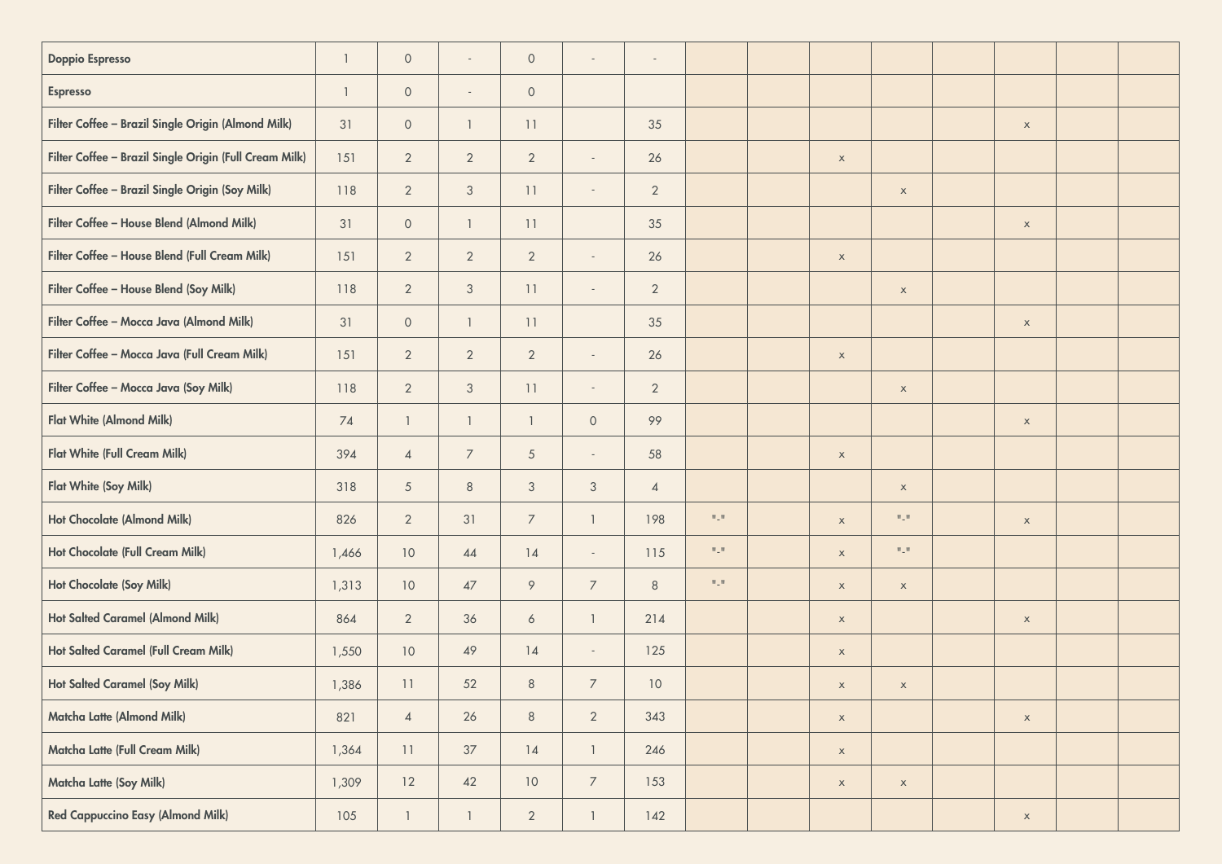| | | | | | | | | | | | | | | |
|---|---|---|---|---|---|---|---|---|---|---|---|---|---|---|
| **Doppio Espresso** | 1 | 0 | - | 0 | - | - | | | | | | | | |
| **Espresso** | 1 | 0 | - | 0 | | | | | | | | | | |
| **Filter Coffee – Brazil Single Origin (Almond Milk)** | 31 | 0 | 1 | 11 | | 35 | | | | | | x | | |
| **Filter Coffee – Brazil Single Origin (Full Cream Milk)** | 151 | 2 | 2 | 2 | - | 26 | | | x | | | | | |
| **Filter Coffee – Brazil Single Origin (Soy Milk)** | 118 | 2 | 3 | 11 | - | 2 | | | | x | | | | |
| **Filter Coffee – House Blend (Almond Milk)** | 31 | 0 | 1 | 11 | | 35 | | | | | | x | | |
| **Filter Coffee – House Blend (Full Cream Milk)** | 151 | 2 | 2 | 2 | - | 26 | | | x | | | | | |
| **Filter Coffee – House Blend (Soy Milk)** | 118 | 2 | 3 | 11 | - | 2 | | | | x | | | | |
| **Filter Coffee – Mocca Java (Almond Milk)** | 31 | 0 | 1 | 11 | | 35 | | | | | | x | | |
| **Filter Coffee – Mocca Java (Full Cream Milk)** | 151 | 2 | 2 | 2 | - | 26 | | | x | | | | | |
| **Filter Coffee – Mocca Java (Soy Milk)** | 118 | 2 | 3 | 11 | - | 2 | | | | x | | | | |
| **Flat White (Almond Milk)** | 74 | 1 | 1 | 1 | 0 | 99 | | | | | | x | | |
| **Flat White (Full Cream Milk)** | 394 | 4 | 7 | 5 | - | 58 | | | x | | | | | |
| **Flat White (Soy Milk)** | 318 | 5 | 8 | 3 | 3 | 4 | | | | x | | | | |
| **Hot Chocolate (Almond Milk)** | 826 | 2 | 31 | 7 | 1 | 198 | "-" | | x | "-" | | x | | |
| **Hot Chocolate (Full Cream Milk)** | 1,466 | 10 | 44 | 14 | - | 115 | "-" | | x | "-" | | | | |
| **Hot Chocolate (Soy Milk)** | 1,313 | 10 | 47 | 9 | 7 | 8 | "-" | | x | x | | | | |
| **Hot Salted Caramel (Almond Milk)** | 864 | 2 | 36 | 6 | 1 | 214 | | | x | | | x | | |
| **Hot Salted Caramel (Full Cream Milk)** | 1,550 | 10 | 49 | 14 | - | 125 | | | x | | | | | |
| **Hot Salted Caramel (Soy Milk)** | 1,386 | 11 | 52 | 8 | 7 | 10 | | | x | x | | | | |
| **Matcha Latte (Almond Milk)** | 821 | 4 | 26 | 8 | 2 | 343 | | | x | | | x | | |
| **Matcha Latte (Full Cream Milk)** | 1,364 | 11 | 37 | 14 | 1 | 246 | | | x | | | | | |
| **Matcha Latte (Soy Milk)** | 1,309 | 12 | 42 | 10 | 7 | 153 | | | x | x | | | | |
| **Red Cappuccino Easy (Almond Milk)** | 105 | 1 | 1 | 2 | 1 | 142 | | | | | | x | | |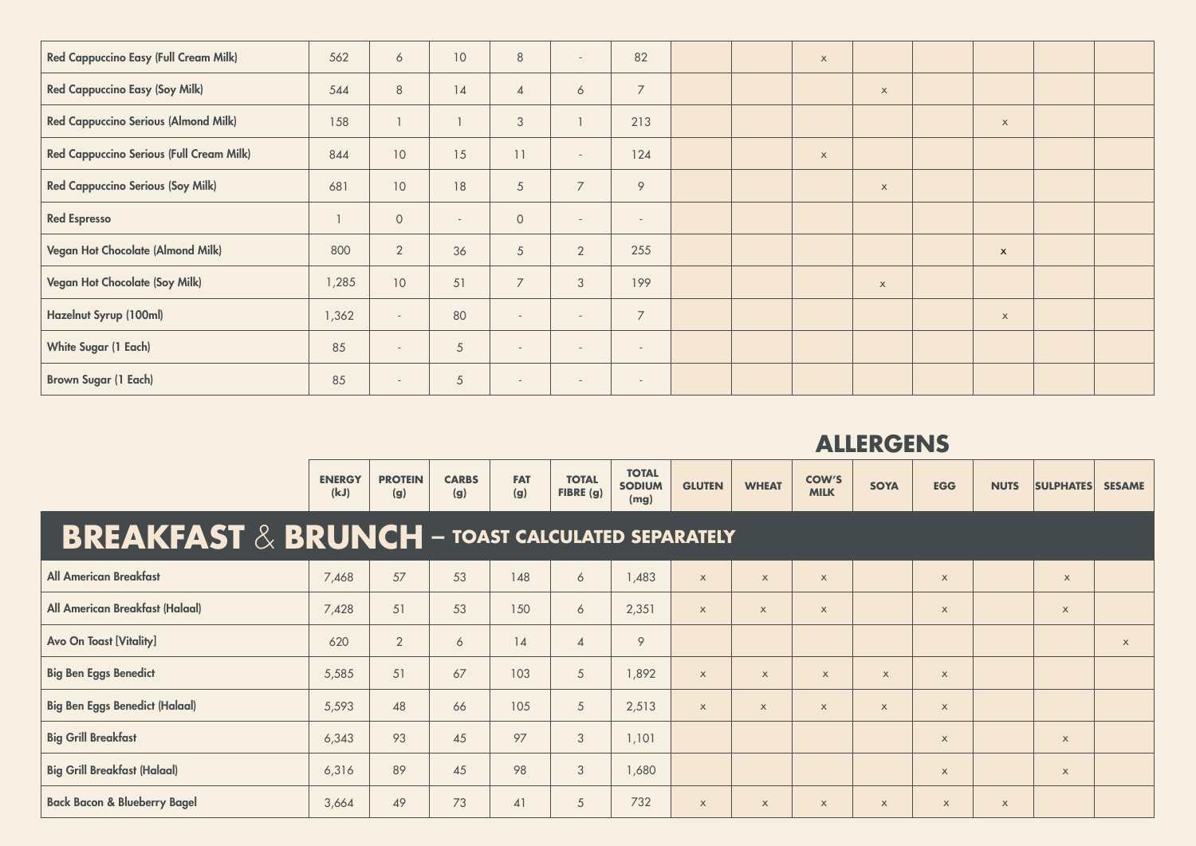| | ENERGY (kJ) | PROTEIN (g) | CARBS (g) | FAT (g) | TOTAL FIBRE (g) | TOTAL SODIUM (mg) | GLUTEN | WHEAT | COW'S MILK | SOYA | EGG | NUTS | SULPHATES | SESAME |
|---|---|---|---|---|---|---|---|---|---|---|---|---|---|---|
| Red Cappuccino Easy (Full Cream Milk) | 562 | 6 | 10 | 8 | - | 82 | | | x | | | | | |
| Red Cappuccino Easy (Soy Milk) | 544 | 8 | 14 | 4 | 6 | 7 | | | | x | | | | |
| Red Cappuccino Serious (Almond Milk) | 158 | 1 | 1 | 3 | 1 | 213 | | | | | | x | | |
| Red Cappuccino Serious (Full Cream Milk) | 844 | 10 | 15 | 11 | - | 124 | | | x | | | | | |
| Red Cappuccino Serious (Soy Milk) | 681 | 10 | 18 | 5 | 7 | 9 | | | | x | | | | |
| Red Espresso | 1 | 0 | - | 0 | - | - | | | | | | | | |
| Vegan Hot Chocolate (Almond Milk) | 800 | 2 | 36 | 5 | 2 | 255 | | | | | | x | | |
| Vegan Hot Chocolate (Soy Milk) | 1,285 | 10 | 51 | 7 | 3 | 199 | | | | x | | | | |
| Hazelnut Syrup (100ml) | 1,362 | - | 80 | - | - | 7 | | | | | | x | | |
| White Sugar (1 Each) | 85 | - | 5 | - | - | - | | | | | | | | |
| Brown Sugar (1 Each) | 85 | - | 5 | - | - | - | | | | | | | | |

## ALLERGENS

| | ENERGY (kJ) | PROTEIN (g) | CARBS (g) | FAT (g) | TOTAL FIBRE (g) | TOTAL SODIUM (mg) | GLUTEN | WHEAT | COW'S MILK | SOYA | EGG | NUTS | SULPHATES | SESAME |
|---|---|---|---|---|---|---|---|---|---|---|---|---|---|---|
| **BREAKFAST & BRUNCH – TOAST CALCULATED SEPARATELY** | | | | | | | | | | | | | | |
| All American Breakfast | 7,468 | 57 | 53 | 148 | 6 | 1,483 | x | x | x | | x | | x | |
| All American Breakfast (Halaal) | 7,428 | 51 | 53 | 150 | 6 | 2,351 | x | x | x | | x | | x | |
| Avo On Toast [Vitality] | 620 | 2 | 6 | 14 | 4 | 9 | | | | | | | | x |
| Big Ben Eggs Benedict | 5,585 | 51 | 67 | 103 | 5 | 1,892 | x | x | x | x | x | | | |
| Big Ben Eggs Benedict (Halaal) | 5,593 | 48 | 66 | 105 | 5 | 2,513 | x | x | x | x | x | | | |
| Big Grill Breakfast | 6,343 | 93 | 45 | 97 | 3 | 1,101 | | | | | x | | x | |
| Big Grill Breakfast (Halaal) | 6,316 | 89 | 45 | 98 | 3 | 1,680 | | | | | x | | x | |
| Back Bacon & Blueberry Bagel | 3,664 | 49 | 73 | 41 | 5 | 732 | x | x | x | x | x | x | | |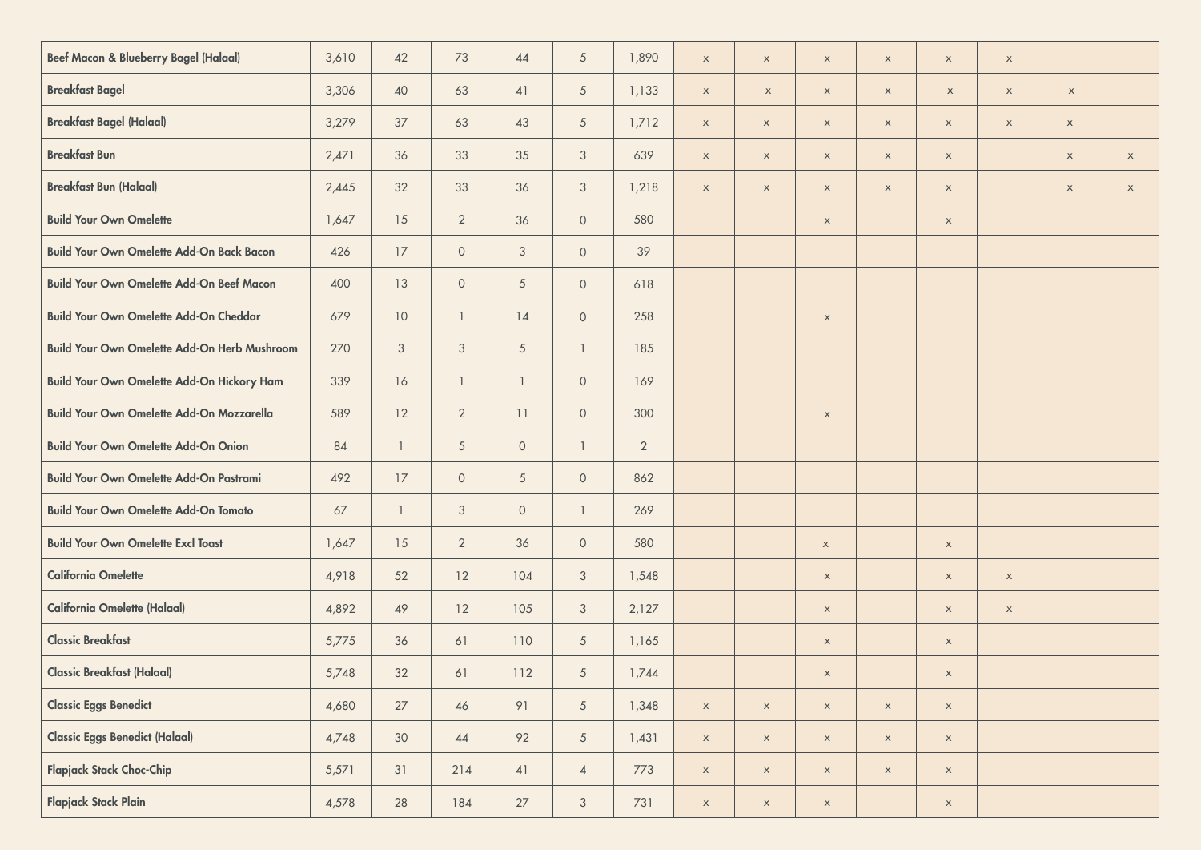| | | | | | | | | | | | | | | |
|---|---|---|---|---|---|---|---|---|---|---|---|---|---|---|
| **Beef Macon & Blueberry Bagel (Halaal)** | 3,610 | 42 | 73 | 44 | 5 | 1,890 | x | x | x | x | x | x | | |
| **Breakfast Bagel** | 3,306 | 40 | 63 | 41 | 5 | 1,133 | x | x | x | x | x | x | x | |
| **Breakfast Bagel (Halaal)** | 3,279 | 37 | 63 | 43 | 5 | 1,712 | x | x | x | x | x | x | x | |
| **Breakfast Bun** | 2,471 | 36 | 33 | 35 | 3 | 639 | x | x | x | x | x | | x | x |
| **Breakfast Bun (Halaal)** | 2,445 | 32 | 33 | 36 | 3 | 1,218 | x | x | x | x | x | | x | x |
| **Build Your Own Omelette** | 1,647 | 15 | 2 | 36 | 0 | 580 | | | x | | x | | | |
| **Build Your Own Omelette Add-On Back Bacon** | 426 | 17 | 0 | 3 | 0 | 39 | | | | | | | | |
| **Build Your Own Omelette Add-On Beef Macon** | 400 | 13 | 0 | 5 | 0 | 618 | | | | | | | | |
| **Build Your Own Omelette Add-On Cheddar** | 679 | 10 | 1 | 14 | 0 | 258 | | | x | | | | | |
| **Build Your Own Omelette Add-On Herb Mushroom** | 270 | 3 | 3 | 5 | 1 | 185 | | | | | | | | |
| **Build Your Own Omelette Add-On Hickory Ham** | 339 | 16 | 1 | 1 | 0 | 169 | | | | | | | | |
| **Build Your Own Omelette Add-On Mozzarella** | 589 | 12 | 2 | 11 | 0 | 300 | | | x | | | | | |
| **Build Your Own Omelette Add-On Onion** | 84 | 1 | 5 | 0 | 1 | 2 | | | | | | | | |
| **Build Your Own Omelette Add-On Pastrami** | 492 | 17 | 0 | 5 | 0 | 862 | | | | | | | | |
| **Build Your Own Omelette Add-On Tomato** | 67 | 1 | 3 | 0 | 1 | 269 | | | | | | | | |
| **Build Your Own Omelette Excl Toast** | 1,647 | 15 | 2 | 36 | 0 | 580 | | | x | | x | | | |
| **California Omelette** | 4,918 | 52 | 12 | 104 | 3 | 1,548 | | | x | | x | x | | |
| **California Omelette (Halaal)** | 4,892 | 49 | 12 | 105 | 3 | 2,127 | | | x | | x | x | | |
| **Classic Breakfast** | 5,775 | 36 | 61 | 110 | 5 | 1,165 | | | x | | x | | | |
| **Classic Breakfast (Halaal)** | 5,748 | 32 | 61 | 112 | 5 | 1,744 | | | x | | x | | | |
| **Classic Eggs Benedict** | 4,680 | 27 | 46 | 91 | 5 | 1,348 | x | x | x | x | x | | | |
| **Classic Eggs Benedict (Halaal)** | 4,748 | 30 | 44 | 92 | 5 | 1,431 | x | x | x | x | x | | | |
| **Flapjack Stack Choc-Chip** | 5,571 | 31 | 214 | 41 | 4 | 773 | x | x | x | x | x | | | |
| **Flapjack Stack Plain** | 4,578 | 28 | 184 | 27 | 3 | 731 | x | x | x | | x | | | |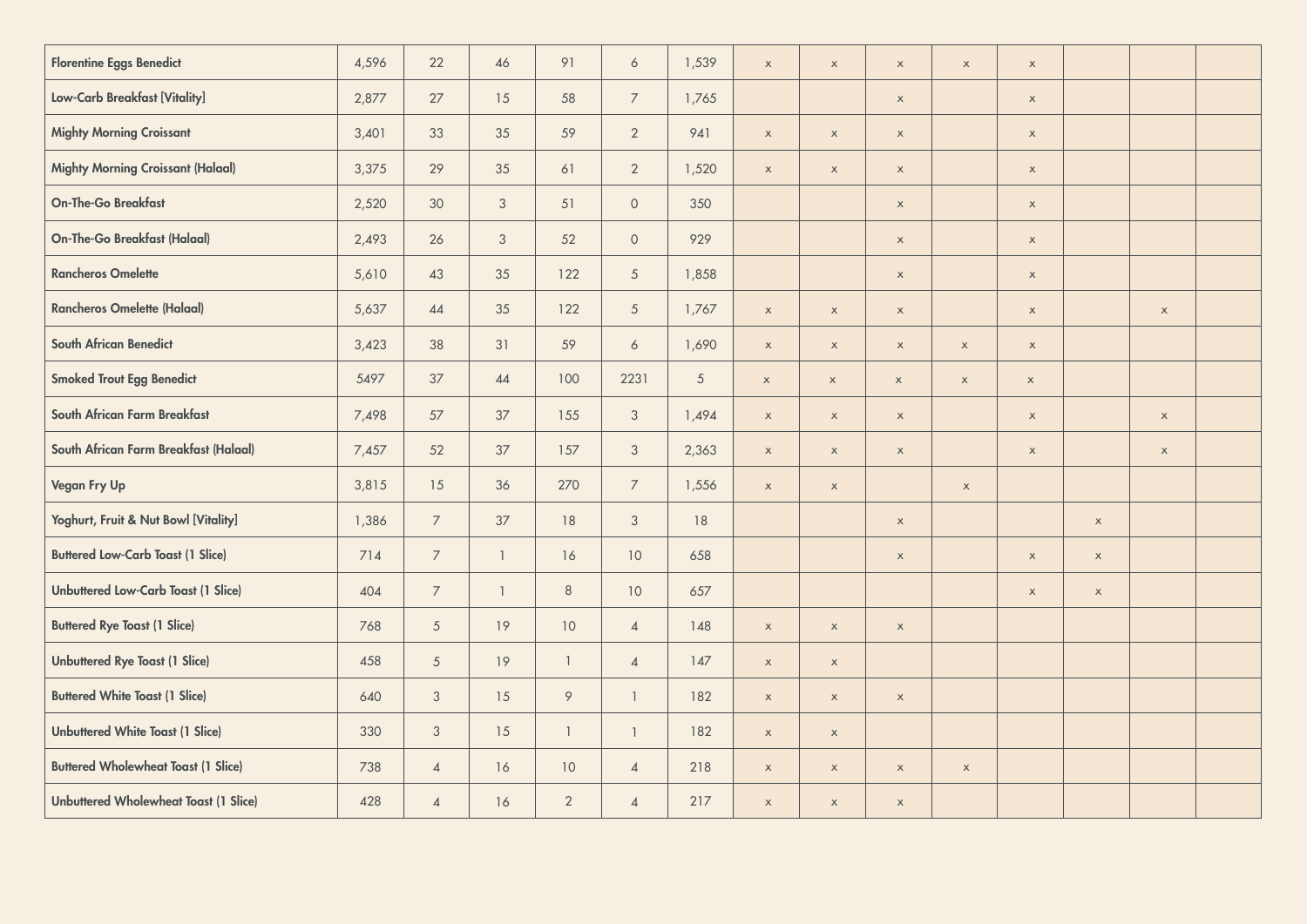| | | | | | | | | | | | | | | |
|---|---|---|---|---|---|---|---|---|---|---|---|---|---|---|
| **Florentine Eggs Benedict** | 4,596 | 22 | 46 | 91 | 6 | 1,539 | x | x | x | x | x | | | |
| **Low-Carb Breakfast [Vitality]** | 2,877 | 27 | 15 | 58 | 7 | 1,765 | | | x | | x | | | |
| **Mighty Morning Croissant** | 3,401 | 33 | 35 | 59 | 2 | 941 | x | x | x | | x | | | |
| **Mighty Morning Croissant (Halaal)** | 3,375 | 29 | 35 | 61 | 2 | 1,520 | x | x | x | | x | | | |
| **On-The-Go Breakfast** | 2,520 | 30 | 3 | 51 | 0 | 350 | | | x | | x | | | |
| **On-The-Go Breakfast (Halaal)** | 2,493 | 26 | 3 | 52 | 0 | 929 | | | x | | x | | | |
| **Rancheros Omelette** | 5,610 | 43 | 35 | 122 | 5 | 1,858 | | | x | | x | | | |
| **Rancheros Omelette (Halaal)** | 5,637 | 44 | 35 | 122 | 5 | 1,767 | x | x | x | | x | | x | |
| **South African Benedict** | 3,423 | 38 | 31 | 59 | 6 | 1,690 | x | x | x | x | x | | | |
| **Smoked Trout Egg Benedict** | 5497 | 37 | 44 | 100 | 2231 | 5 | x | x | x | x | x | | | |
| **South African Farm Breakfast** | 7,498 | 57 | 37 | 155 | 3 | 1,494 | x | x | x | | x | | x | |
| **South African Farm Breakfast (Halaal)** | 7,457 | 52 | 37 | 157 | 3 | 2,363 | x | x | x | | x | | x | |
| **Vegan Fry Up** | 3,815 | 15 | 36 | 270 | 7 | 1,556 | x | x | | x | | | | |
| **Yoghurt, Fruit & Nut Bowl [Vitality]** | 1,386 | 7 | 37 | 18 | 3 | 18 | | | x | | | x | | |
| **Buttered Low-Carb Toast (1 Slice)** | 714 | 7 | 1 | 16 | 10 | 658 | | | x | | x | x | | |
| **Unbuttered Low-Carb Toast (1 Slice)** | 404 | 7 | 1 | 8 | 10 | 657 | | | | | x | x | | |
| **Buttered Rye Toast (1 Slice)** | 768 | 5 | 19 | 10 | 4 | 148 | x | x | x | | | | | |
| **Unbuttered Rye Toast (1 Slice)** | 458 | 5 | 19 | 1 | 4 | 147 | x | x | | | | | | |
| **Buttered White Toast (1 Slice)** | 640 | 3 | 15 | 9 | 1 | 182 | x | x | x | | | | | |
| **Unbuttered White Toast (1 Slice)** | 330 | 3 | 15 | 1 | 1 | 182 | x | x | | | | | | |
| **Buttered Wholewheat Toast (1 Slice)** | 738 | 4 | 16 | 10 | 4 | 218 | x | x | x | x | | | | |
| **Unbuttered Wholewheat Toast (1 Slice)** | 428 | 4 | 16 | 2 | 4 | 217 | x | x | x | | | | | |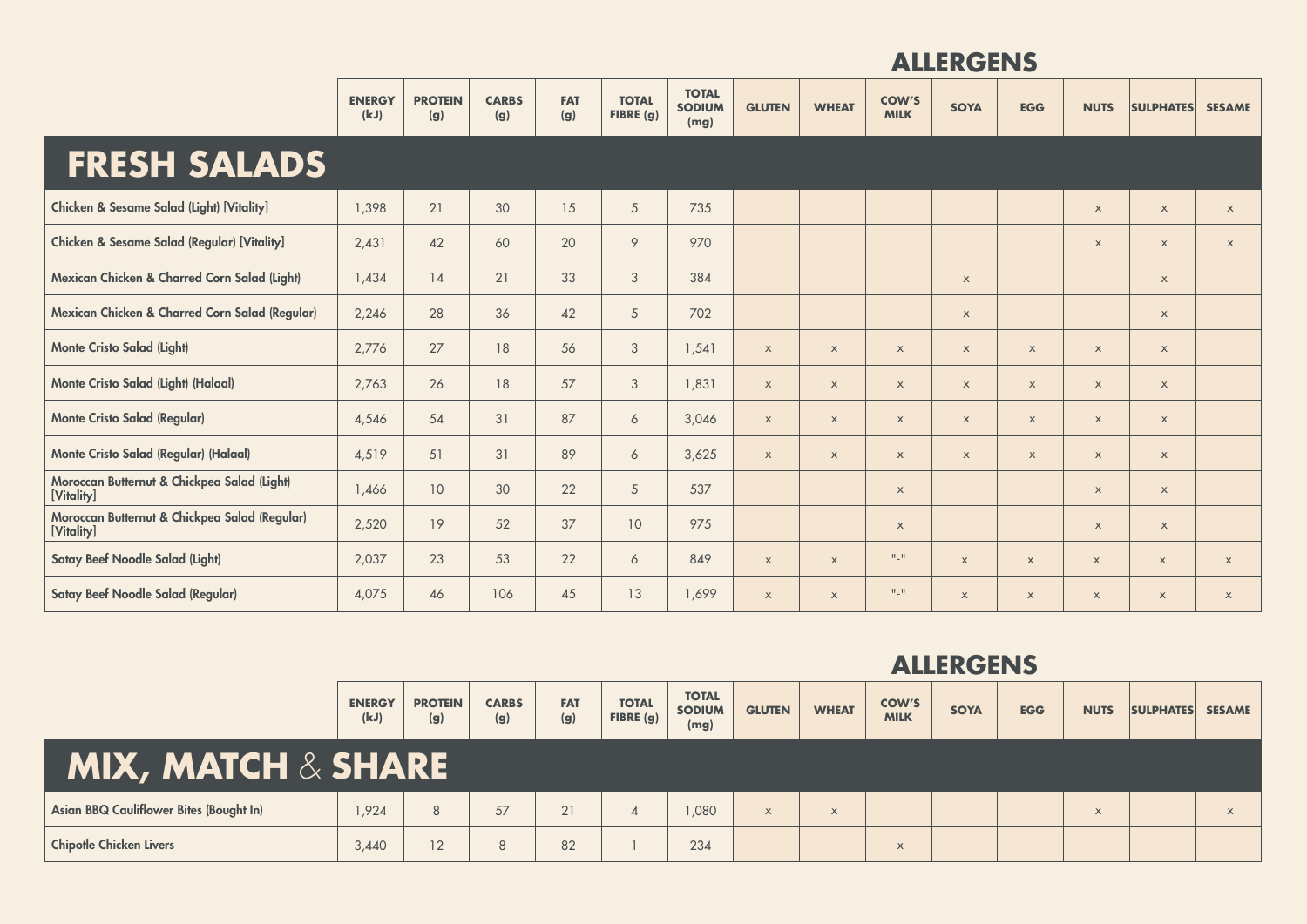## FRESH SALADS

| | ENERGY (kJ) | PROTEIN (g) | CARBS (g) | FAT (g) | TOTAL FIBRE (g) | TOTAL SODIUM (mg) | ALLERGENS | | | | | | | |
|---|---|---|---|---|---|---|---|---|---|---|---|---|---|---|
| | | | | | | | GLUTEN | WHEAT | COW'S MILK | SOYA | EGG | NUTS | SULPHATES | SESAME |
| Chicken & Sesame Salad (Light) [Vitality] | 1,398 | 21 | 30 | 15 | 5 | 735 | | | | | | x | x | x |
| Chicken & Sesame Salad (Regular) [Vitality] | 2,431 | 42 | 60 | 20 | 9 | 970 | | | | | | x | x | x |
| Mexican Chicken & Charred Corn Salad (Light) | 1,434 | 14 | 21 | 33 | 3 | 384 | | | | x | | | x | |
| Mexican Chicken & Charred Corn Salad (Regular) | 2,246 | 28 | 36 | 42 | 5 | 702 | | | | x | | | x | |
| Monte Cristo Salad (Light) | 2,776 | 27 | 18 | 56 | 3 | 1,541 | x | x | x | x | x | x | x | |
| Monte Cristo Salad (Light) (Halaal) | 2,763 | 26 | 18 | 57 | 3 | 1,831 | x | x | x | x | x | x | x | |
| Monte Cristo Salad (Regular) | 4,546 | 54 | 31 | 87 | 6 | 3,046 | x | x | x | x | x | x | x | |
| Monte Cristo Salad (Regular) (Halaal) | 4,519 | 51 | 31 | 89 | 6 | 3,625 | x | x | x | x | x | x | x | |
| Moroccan Butternut & Chickpea Salad (Light) [Vitality] | 1,466 | 10 | 30 | 22 | 5 | 537 | | | x | | | x | x | |
| Moroccan Butternut & Chickpea Salad (Regular) [Vitality] | 2,520 | 19 | 52 | 37 | 10 | 975 | | | x | | | x | x | |
| Satay Beef Noodle Salad (Light) | 2,037 | 23 | 53 | 22 | 6 | 849 | x | x | "-" | x | x | x | x | x |
| Satay Beef Noodle Salad (Regular) | 4,075 | 46 | 106 | 45 | 13 | 1,699 | x | x | "-" | x | x | x | x | x |

## MIX, MATCH & SHARE

| | ENERGY (kJ) | PROTEIN (g) | CARBS (g) | FAT (g) | TOTAL FIBRE (g) | TOTAL SODIUM (mg) | ALLERGENS | | | | | | | |
|---|---|---|---|---|---|---|---|---|---|---|---|---|---|---|
| | | | | | | | GLUTEN | WHEAT | COW'S MILK | SOYA | EGG | NUTS | SULPHATES | SESAME |
| Asian BBQ Cauliflower Bites (Bought In) | 1,924 | 8 | 57 | 21 | 4 | 1,080 | x | x | | | | x | | x |
| Chipotle Chicken Livers | 3,440 | 12 | 8 | 82 | 1 | 234 | | | x | | | | | |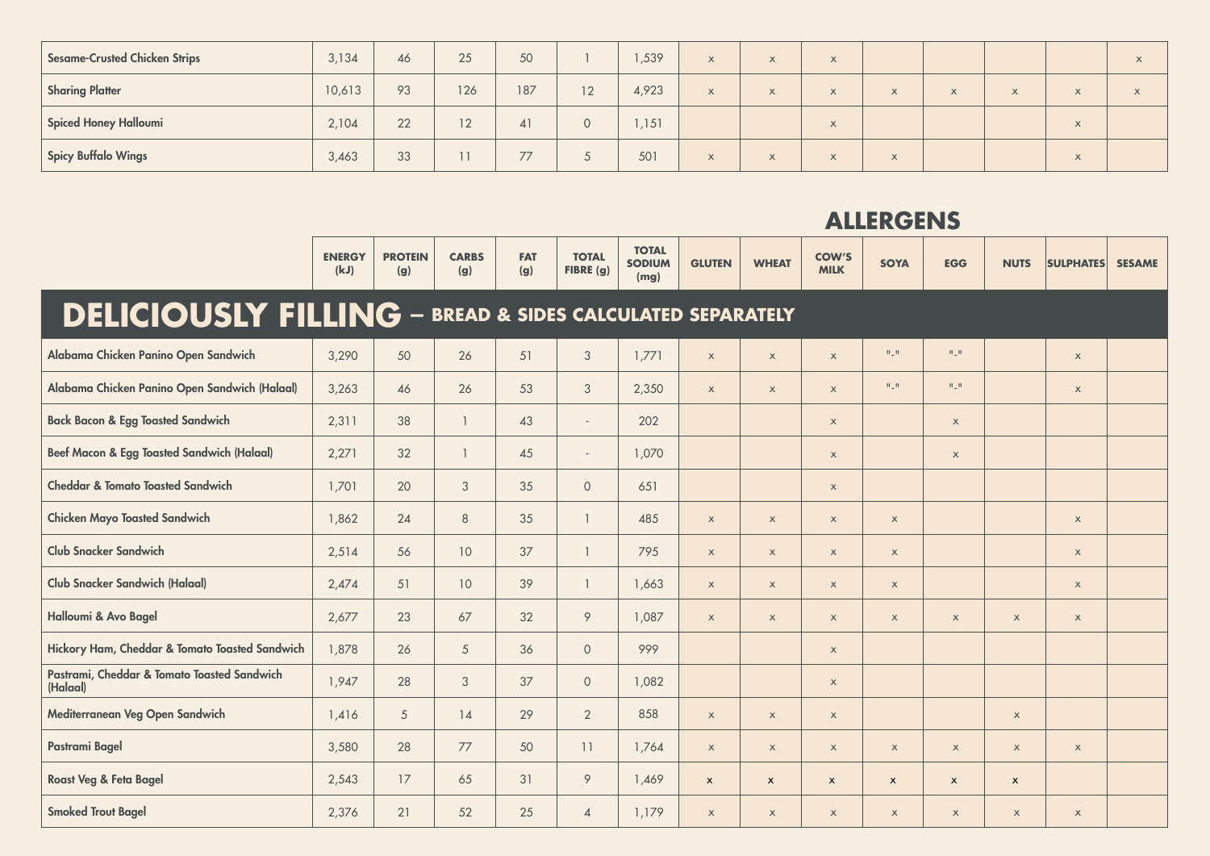| | ENERGY (kJ) | PROTEIN (g) | CARBS (g) | FAT (g) | TOTAL FIBRE (g) | TOTAL SODIUM (mg) | GLUTEN | WHEAT | COW'S MILK | SOYA | EGG | NUTS | SULPHATES | SESAME |
|---|---|---|---|---|---|---|---|---|---|---|---|---|---|---|
| Sesame-Crusted Chicken Strips | 3,134 | 46 | 25 | 50 | 1 | 1,539 | x | x | x | | | | | x |
| Sharing Platter | 10,613 | 93 | 126 | 187 | 12 | 4,923 | x | x | x | x | x | x | x | x |
| Spiced Honey Halloumi | 2,104 | 22 | 12 | 41 | 0 | 1,151 | | | x | | | | x | |
| Spicy Buffalo Wings | 3,463 | 33 | 11 | 77 | 5 | 501 | x | x | x | x | | | x | |

## ALLERGENS

| | ENERGY (kJ) | PROTEIN (g) | CARBS (g) | FAT (g) | TOTAL FIBRE (g) | TOTAL SODIUM (mg) | GLUTEN | WHEAT | COW'S MILK | SOYA | EGG | NUTS | SULPHATES | SESAME |
|---|---|---|---|---|---|---|---|---|---|---|---|---|---|---|
| **DELICIOUSLY FILLING – BREAD & SIDES CALCULATED SEPARATELY** | | | | | | | | | | | | | | |
| Alabama Chicken Panino Open Sandwich | 3,290 | 50 | 26 | 51 | 3 | 1,771 | x | x | x | "-" | "-" | | x | |
| Alabama Chicken Panino Open Sandwich (Halaal) | 3,263 | 46 | 26 | 53 | 3 | 2,350 | x | x | x | "-" | "-" | | x | |
| Back Bacon & Egg Toasted Sandwich | 2,311 | 38 | 1 | 43 | - | 202 | | | x | | x | | | |
| Beef Macon & Egg Toasted Sandwich (Halaal) | 2,271 | 32 | 1 | 45 | - | 1,070 | | | x | | x | | | |
| Cheddar & Tomato Toasted Sandwich | 1,701 | 20 | 3 | 35 | 0 | 651 | | | x | | | | | |
| Chicken Mayo Toasted Sandwich | 1,862 | 24 | 8 | 35 | 1 | 485 | x | x | x | x | | | x | |
| Club Snacker Sandwich | 2,514 | 56 | 10 | 37 | 1 | 795 | x | x | x | x | | | x | |
| Club Snacker Sandwich (Halaal) | 2,474 | 51 | 10 | 39 | 1 | 1,663 | x | x | x | x | | | x | |
| Halloumi & Avo Bagel | 2,677 | 23 | 67 | 32 | 9 | 1,087 | x | x | x | x | x | x | x | |
| Hickory Ham, Cheddar & Tomato Toasted Sandwich | 1,878 | 26 | 5 | 36 | 0 | 999 | | | x | | | | | |
| Pastrami, Cheddar & Tomato Toasted Sandwich (Halaal) | 1,947 | 28 | 3 | 37 | 0 | 1,082 | | | x | | | | | |
| Mediterranean Veg Open Sandwich | 1,416 | 5 | 14 | 29 | 2 | 858 | x | x | x | | | x | | |
| Pastrami Bagel | 3,580 | 28 | 77 | 50 | 11 | 1,764 | x | x | x | x | x | x | x | |
| Roast Veg & Feta Bagel | 2,543 | 17 | 65 | 31 | 9 | 1,469 | x | x | x | x | x | x | | |
| Smoked Trout Bagel | 2,376 | 21 | 52 | 25 | 4 | 1,179 | x | x | x | x | x | x | x | |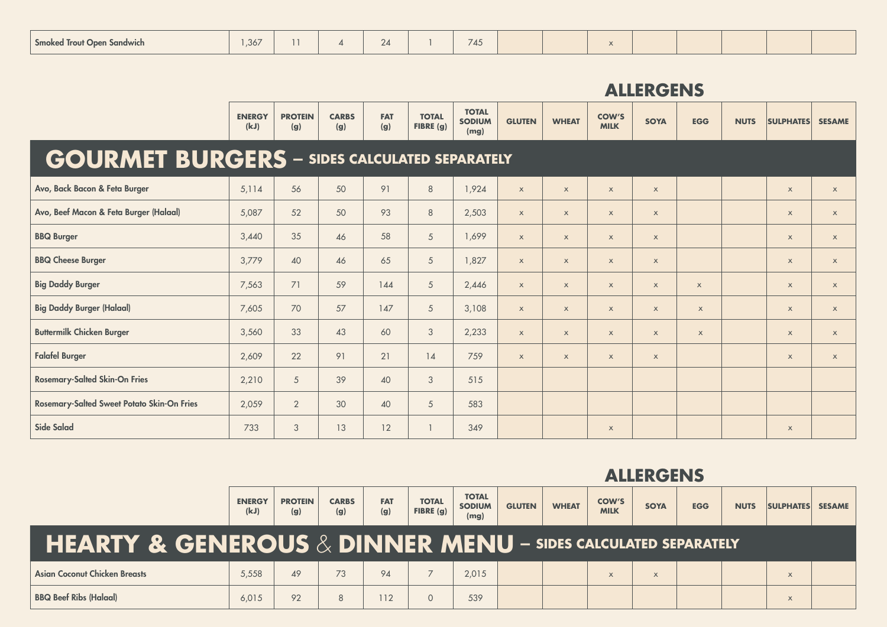| | ENERGY (kJ) | PROTEIN (g) | CARBS (g) | FAT (g) | TOTAL FIBRE (g) | TOTAL SODIUM (mg) | GLUTEN | WHEAT | COW'S MILK | SOYA | EGG | NUTS | SULPHATES | SESAME |
|---|---|---|---|---|---|---|---|---|---|---|---|---|---|---|
| Smoked Trout Open Sandwich | 1,367 | 11 | 4 | 24 | 1 | 745 | | | x | | | | | |

## ALLERGENS

## GOURMET BURGERS – SIDES CALCULATED SEPARATELY

| | ENERGY (kJ) | PROTEIN (g) | CARBS (g) | FAT (g) | TOTAL FIBRE (g) | TOTAL SODIUM (mg) | GLUTEN | WHEAT | COW'S MILK | SOYA | EGG | NUTS | SULPHATES | SESAME |
|---|---|---|---|---|---|---|---|---|---|---|---|---|---|---|
| Avo, Back Bacon & Feta Burger | 5,114 | 56 | 50 | 91 | 8 | 1,924 | x | x | x | x | | | x | x |
| Avo, Beef Macon & Feta Burger (Halaal) | 5,087 | 52 | 50 | 93 | 8 | 2,503 | x | x | x | x | | | x | x |
| BBQ Burger | 3,440 | 35 | 46 | 58 | 5 | 1,699 | x | x | x | x | | | x | x |
| BBQ Cheese Burger | 3,779 | 40 | 46 | 65 | 5 | 1,827 | x | x | x | x | | | x | x |
| Big Daddy Burger | 7,563 | 71 | 59 | 144 | 5 | 2,446 | x | x | x | x | x | | x | x |
| Big Daddy Burger (Halaal) | 7,605 | 70 | 57 | 147 | 5 | 3,108 | x | x | x | x | x | | x | x |
| Buttermilk Chicken Burger | 3,560 | 33 | 43 | 60 | 3 | 2,233 | x | x | x | x | x | | x | x |
| Falafel Burger | 2,609 | 22 | 91 | 21 | 14 | 759 | x | x | x | x | | | x | x |
| Rosemary-Salted Skin-On Fries | 2,210 | 5 | 39 | 40 | 3 | 515 | | | | | | | | |
| Rosemary-Salted Sweet Potato Skin-On Fries | 2,059 | 2 | 30 | 40 | 5 | 583 | | | | | | | | |
| Side Salad | 733 | 3 | 13 | 12 | 1 | 349 | | | x | | | | x | |

## ALLERGENS

## HEARTY & GENEROUS & DINNER MENU – SIDES CALCULATED SEPARATELY

| | ENERGY (kJ) | PROTEIN (g) | CARBS (g) | FAT (g) | TOTAL FIBRE (g) | TOTAL SODIUM (mg) | GLUTEN | WHEAT | COW'S MILK | SOYA | EGG | NUTS | SULPHATES | SESAME |
|---|---|---|---|---|---|---|---|---|---|---|---|---|---|---|
| Asian Coconut Chicken Breasts | 5,558 | 49 | 73 | 94 | 7 | 2,015 | | | x | x | | | x | |
| BBQ Beef Ribs (Halaal) | 6,015 | 92 | 8 | 112 | 0 | 539 | | | | | | | x | |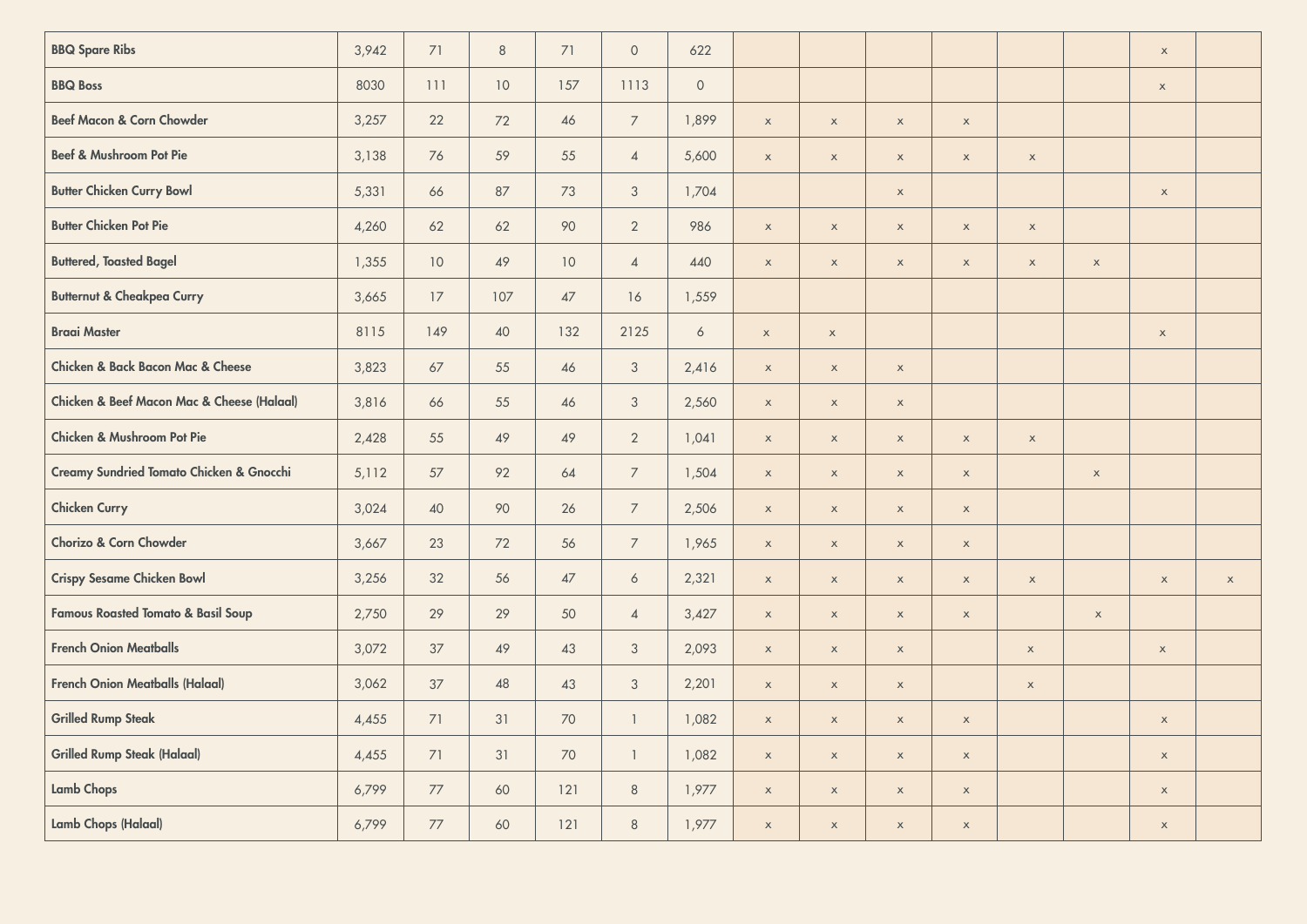| | | | | | | | | | | | | | | |
|---|---|---|---|---|---|---|---|---|---|---|---|---|---|---|
| BBQ Spare Ribs | 3,942 | 71 | 8 | 71 | 0 | 622 | | | | | | | x | |
| BBQ Boss | 8030 | 111 | 10 | 157 | 1113 | 0 | | | | | | | x | |
| Beef Macon & Corn Chowder | 3,257 | 22 | 72 | 46 | 7 | 1,899 | x | x | x | x | | | | |
| Beef & Mushroom Pot Pie | 3,138 | 76 | 59 | 55 | 4 | 5,600 | x | x | x | x | x | | | |
| Butter Chicken Curry Bowl | 5,331 | 66 | 87 | 73 | 3 | 1,704 | | | x | | | | x | |
| Butter Chicken Pot Pie | 4,260 | 62 | 62 | 90 | 2 | 986 | x | x | x | x | x | | | |
| Buttered, Toasted Bagel | 1,355 | 10 | 49 | 10 | 4 | 440 | x | x | x | x | x | x | | |
| Butternut & Cheakpea Curry | 3,665 | 17 | 107 | 47 | 16 | 1,559 | | | | | | | | |
| Braai Master | 8115 | 149 | 40 | 132 | 2125 | 6 | x | x | | | | | x | |
| Chicken & Back Bacon Mac & Cheese | 3,823 | 67 | 55 | 46 | 3 | 2,416 | x | x | x | | | | | |
| Chicken & Beef Macon Mac & Cheese (Halaal) | 3,816 | 66 | 55 | 46 | 3 | 2,560 | x | x | x | | | | | |
| Chicken & Mushroom Pot Pie | 2,428 | 55 | 49 | 49 | 2 | 1,041 | x | x | x | x | x | | | |
| Creamy Sundried Tomato Chicken & Gnocchi | 5,112 | 57 | 92 | 64 | 7 | 1,504 | x | x | x | x | | x | | |
| Chicken Curry | 3,024 | 40 | 90 | 26 | 7 | 2,506 | x | x | x | x | | | | |
| Chorizo & Corn Chowder | 3,667 | 23 | 72 | 56 | 7 | 1,965 | x | x | x | x | | | | |
| Crispy Sesame Chicken Bowl | 3,256 | 32 | 56 | 47 | 6 | 2,321 | x | x | x | x | x | | x | x |
| Famous Roasted Tomato & Basil Soup | 2,750 | 29 | 29 | 50 | 4 | 3,427 | x | x | x | x | | x | | |
| French Onion Meatballs | 3,072 | 37 | 49 | 43 | 3 | 2,093 | x | x | x | | x | | x | |
| French Onion Meatballs (Halaal) | 3,062 | 37 | 48 | 43 | 3 | 2,201 | x | x | x | | x | | | |
| Grilled Rump Steak | 4,455 | 71 | 31 | 70 | 1 | 1,082 | x | x | x | x | | | x | |
| Grilled Rump Steak (Halaal) | 4,455 | 71 | 31 | 70 | 1 | 1,082 | x | x | x | x | | | x | |
| Lamb Chops | 6,799 | 77 | 60 | 121 | 8 | 1,977 | x | x | x | x | | | x | |
| Lamb Chops (Halaal) | 6,799 | 77 | 60 | 121 | 8 | 1,977 | x | x | x | x | | | x | |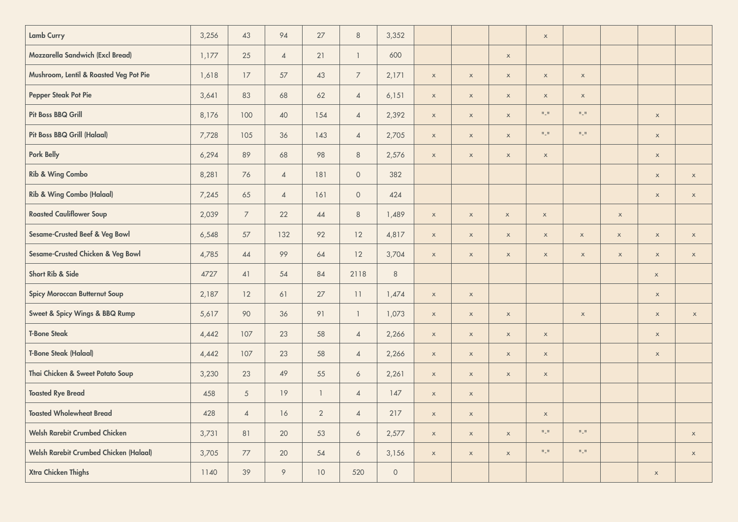| | | | | | | | | | | | | | | |
|---|---|---|---|---|---|---|---|---|---|---|---|---|---|---|
| **Lamb Curry** | 3,256 | 43 | 94 | 27 | 8 | 3,352 | | | | x | | | | |
| **Mozzarella Sandwich (Excl Bread)** | 1,177 | 25 | 4 | 21 | 1 | 600 | | | x | | | | | |
| **Mushroom, Lentil & Roasted Veg Pot Pie** | 1,618 | 17 | 57 | 43 | 7 | 2,171 | x | x | x | x | x | | | |
| **Pepper Steak Pot Pie** | 3,641 | 83 | 68 | 62 | 4 | 6,151 | x | x | x | x | x | | | |
| **Pit Boss BBQ Grill** | 8,176 | 100 | 40 | 154 | 4 | 2,392 | x | x | x | "-" | "-" | | x | |
| **Pit Boss BBQ Grill (Halaal)** | 7,728 | 105 | 36 | 143 | 4 | 2,705 | x | x | x | "-" | "-" | | x | |
| **Pork Belly** | 6,294 | 89 | 68 | 98 | 8 | 2,576 | x | x | x | x | | | x | |
| **Rib & Wing Combo** | 8,281 | 76 | 4 | 181 | 0 | 382 | | | | | | | x | x |
| **Rib & Wing Combo (Halaal)** | 7,245 | 65 | 4 | 161 | 0 | 424 | | | | | | | x | x |
| **Roasted Cauliflower Soup** | 2,039 | 7 | 22 | 44 | 8 | 1,489 | x | x | x | x | | x | | |
| **Sesame-Crusted Beef & Veg Bowl** | 6,548 | 57 | 132 | 92 | 12 | 4,817 | x | x | x | x | x | x | x | x |
| **Sesame-Crusted Chicken & Veg Bowl** | 4,785 | 44 | 99 | 64 | 12 | 3,704 | x | x | x | x | x | x | x | x |
| **Short Rib & Side** | 4727 | 41 | 54 | 84 | 2118 | 8 | | | | | | | x | |
| **Spicy Moroccan Butternut Soup** | 2,187 | 12 | 61 | 27 | 11 | 1,474 | x | x | | | | | x | |
| **Sweet & Spicy Wings & BBQ Rump** | 5,617 | 90 | 36 | 91 | 1 | 1,073 | x | x | x | | x | | x | x |
| **T-Bone Steak** | 4,442 | 107 | 23 | 58 | 4 | 2,266 | x | x | x | x | | | x | |
| **T-Bone Steak (Halaal)** | 4,442 | 107 | 23 | 58 | 4 | 2,266 | x | x | x | x | | | x | |
| **Thai Chicken & Sweet Potato Soup** | 3,230 | 23 | 49 | 55 | 6 | 2,261 | x | x | x | x | | | | |
| **Toasted Rye Bread** | 458 | 5 | 19 | 1 | 4 | 147 | x | x | | | | | | |
| **Toasted Wholewheat Bread** | 428 | 4 | 16 | 2 | 4 | 217 | x | x | | x | | | | |
| **Welsh Rarebit Crumbed Chicken** | 3,731 | 81 | 20 | 53 | 6 | 2,577 | x | x | x | "-" | "-" | | | x |
| **Welsh Rarebit Crumbed Chicken (Halaal)** | 3,705 | 77 | 20 | 54 | 6 | 3,156 | x | x | x | "-" | "-" | | | x |
| **Xtra Chicken Thighs** | 1140 | 39 | 9 | 10 | 520 | 0 | | | | | | | x | |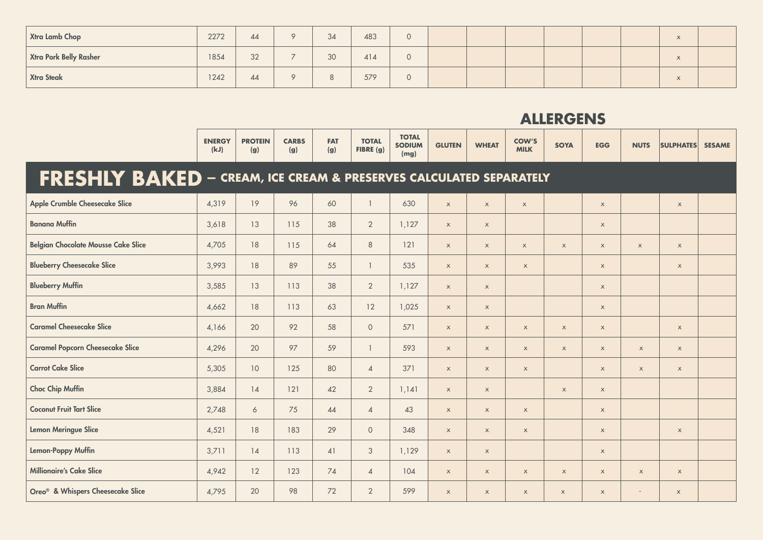| | ENERGY (kJ) | PROTEIN (g) | CARBS (g) | FAT (g) | TOTAL FIBRE (g) | TOTAL SODIUM (mg) | GLUTEN | WHEAT | COW'S MILK | SOYA | EGG | NUTS | SULPHATES | SESAME |
|---|---|---|---|---|---|---|---|---|---|---|---|---|---|---|
| Xtra Lamb Chop | 2272 | 44 | 9 | 34 | 483 | 0 | | | | | | | x | |
| Xtra Pork Belly Rasher | 1854 | 32 | 7 | 30 | 414 | 0 | | | | | | | x | |
| Xtra Steak | 1242 | 44 | 9 | 8 | 579 | 0 | | | | | | | x | |

## ALLERGENS

| | ENERGY (kJ) | PROTEIN (g) | CARBS (g) | FAT (g) | TOTAL FIBRE (g) | TOTAL SODIUM (mg) | GLUTEN | WHEAT | COW'S MILK | SOYA | EGG | NUTS | SULPHATES | SESAME |
|---|---|---|---|---|---|---|---|---|---|---|---|---|---|---|
| **FRESHLY BAKED – CREAM, ICE CREAM & PRESERVES CALCULATED SEPARATELY** | | | | | | | | | | | | | | |
| Apple Crumble Cheesecake Slice | 4,319 | 19 | 96 | 60 | 1 | 630 | x | x | x | | x | | x | |
| Banana Muffin | 3,618 | 13 | 115 | 38 | 2 | 1,127 | x | x | | | x | | | |
| Belgian Chocolate Mousse Cake Slice | 4,705 | 18 | 115 | 64 | 8 | 121 | x | x | x | x | x | x | x | |
| Blueberry Cheesecake Slice | 3,993 | 18 | 89 | 55 | 1 | 535 | x | x | x | | x | | x | |
| Blueberry Muffin | 3,585 | 13 | 113 | 38 | 2 | 1,127 | x | x | | | x | | | |
| Bran Muffin | 4,662 | 18 | 113 | 63 | 12 | 1,025 | x | x | | | x | | | |
| Caramel Cheesecake Slice | 4,166 | 20 | 92 | 58 | 0 | 571 | x | x | x | x | x | | x | |
| Caramel Popcorn Cheesecake Slice | 4,296 | 20 | 97 | 59 | 1 | 593 | x | x | x | x | x | x | x | |
| Carrot Cake Slice | 5,305 | 10 | 125 | 80 | 4 | 371 | x | x | x | | x | x | x | |
| Choc Chip Muffin | 3,884 | 14 | 121 | 42 | 2 | 1,141 | x | x | | x | x | | | |
| Coconut Fruit Tart Slice | 2,748 | 6 | 75 | 44 | 4 | 43 | x | x | x | | x | | | |
| Lemon Meringue Slice | 4,521 | 18 | 183 | 29 | 0 | 348 | x | x | x | | x | | x | |
| Lemon-Poppy Muffin | 3,711 | 14 | 113 | 41 | 3 | 1,129 | x | x | | | x | | | |
| Millionaire's Cake Slice | 4,942 | 12 | 123 | 74 | 4 | 104 | x | x | x | x | x | x | x | |
| Oreo® & Whispers Cheesecake Slice | 4,795 | 20 | 98 | 72 | 2 | 599 | x | x | x | x | x | - | x | |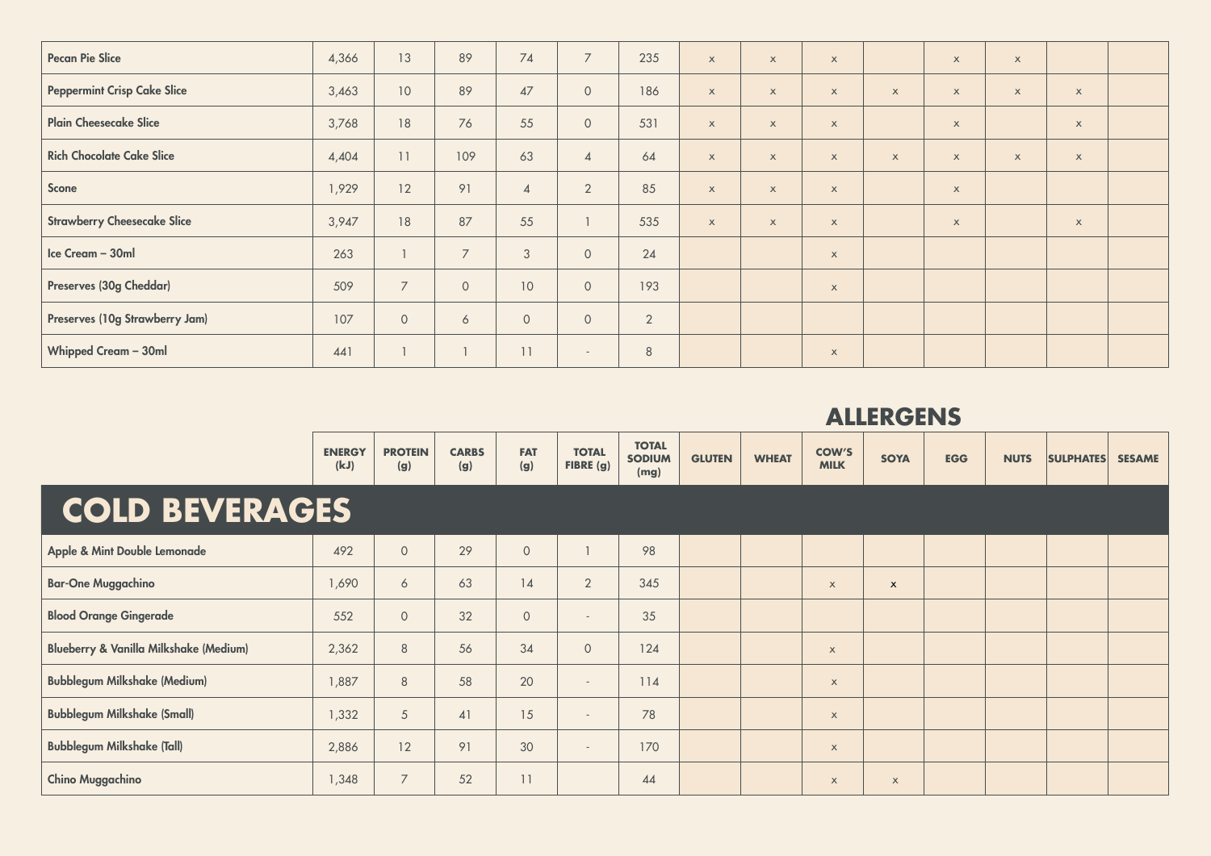| | ENERGY (kJ) | PROTEIN (g) | CARBS (g) | FAT (g) | TOTAL FIBRE (g) | TOTAL SODIUM (mg) | GLUTEN | WHEAT | COW'S MILK | SOYA | EGG | NUTS | SULPHATES | SESAME |
|---|---|---|---|---|---|---|---|---|---|---|---|---|---|---|
| Pecan Pie Slice | 4,366 | 13 | 89 | 74 | 7 | 235 | x | x | x | | x | x | | |
| Peppermint Crisp Cake Slice | 3,463 | 10 | 89 | 47 | 0 | 186 | x | x | x | x | x | x | x | |
| Plain Cheesecake Slice | 3,768 | 18 | 76 | 55 | 0 | 531 | x | x | x | | x | | x | |
| Rich Chocolate Cake Slice | 4,404 | 11 | 109 | 63 | 4 | 64 | x | x | x | x | x | x | x | |
| Scone | 1,929 | 12 | 91 | 4 | 2 | 85 | x | x | x | | x | | | |
| Strawberry Cheesecake Slice | 3,947 | 18 | 87 | 55 | 1 | 535 | x | x | x | | x | | x | |
| Ice Cream – 30ml | 263 | 1 | 7 | 3 | 0 | 24 | | | x | | | | | |
| Preserves (30g Cheddar) | 509 | 7 | 0 | 10 | 0 | 193 | | | x | | | | | |
| Preserves (10g Strawberry Jam) | 107 | 0 | 6 | 0 | 0 | 2 | | | | | | | | |
| Whipped Cream – 30ml | 441 | 1 | 1 | 11 | - | 8 | | | x | | | | | |

## ALLERGENS

| | ENERGY (kJ) | PROTEIN (g) | CARBS (g) | FAT (g) | TOTAL FIBRE (g) | TOTAL SODIUM (mg) | GLUTEN | WHEAT | COW'S MILK | SOYA | EGG | NUTS | SULPHATES | SESAME |
|---|---|---|---|---|---|---|---|---|---|---|---|---|---|---|
| **COLD BEVERAGES** | | | | | | | | | | | | | | |
| Apple & Mint Double Lemonade | 492 | 0 | 29 | 0 | 1 | 98 | | | | | | | | |
| Bar-One Muggachino | 1,690 | 6 | 63 | 14 | 2 | 345 | | | x | x | | | | |
| Blood Orange Gingerade | 552 | 0 | 32 | 0 | - | 35 | | | | | | | | |
| Blueberry & Vanilla Milkshake (Medium) | 2,362 | 8 | 56 | 34 | 0 | 124 | | | x | | | | | |
| Bubblegum Milkshake (Medium) | 1,887 | 8 | 58 | 20 | - | 114 | | | x | | | | | |
| Bubblegum Milkshake (Small) | 1,332 | 5 | 41 | 15 | - | 78 | | | x | | | | | |
| Bubblegum Milkshake (Tall) | 2,886 | 12 | 91 | 30 | - | 170 | | | x | | | | | |
| Chino Muggachino | 1,348 | 7 | 52 | 11 | | 44 | | | x | x | | | | |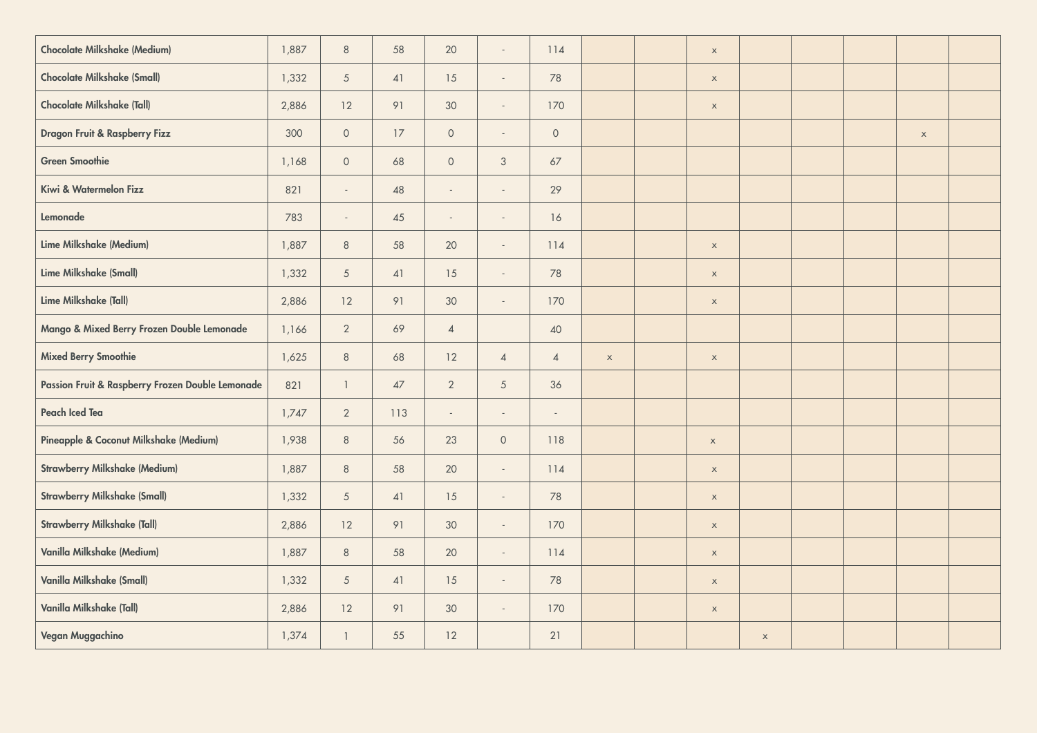| | | | | | | | | | | | | | | |
|---|---|---|---|---|---|---|---|---|---|---|---|---|---|---|
| **Chocolate Milkshake (Medium)** | 1,887 | 8 | 58 | 20 | - | 114 | | | x | | | | | |
| **Chocolate Milkshake (Small)** | 1,332 | 5 | 41 | 15 | - | 78 | | | x | | | | | |
| **Chocolate Milkshake (Tall)** | 2,886 | 12 | 91 | 30 | - | 170 | | | x | | | | | |
| **Dragon Fruit & Raspberry Fizz** | 300 | 0 | 17 | 0 | - | 0 | | | | | | | x | |
| **Green Smoothie** | 1,168 | 0 | 68 | 0 | 3 | 67 | | | | | | | | |
| **Kiwi & Watermelon Fizz** | 821 | - | 48 | - | - | 29 | | | | | | | | |
| **Lemonade** | 783 | - | 45 | - | - | 16 | | | | | | | | |
| **Lime Milkshake (Medium)** | 1,887 | 8 | 58 | 20 | - | 114 | | | x | | | | | |
| **Lime Milkshake (Small)** | 1,332 | 5 | 41 | 15 | - | 78 | | | x | | | | | |
| **Lime Milkshake (Tall)** | 2,886 | 12 | 91 | 30 | - | 170 | | | x | | | | | |
| **Mango & Mixed Berry Frozen Double Lemonade** | 1,166 | 2 | 69 | 4 | | 40 | | | | | | | | |
| **Mixed Berry Smoothie** | 1,625 | 8 | 68 | 12 | 4 | 4 | x | | x | | | | | |
| **Passion Fruit & Raspberry Frozen Double Lemonade** | 821 | 1 | 47 | 2 | 5 | 36 | | | | | | | | |
| **Peach Iced Tea** | 1,747 | 2 | 113 | - | - | - | | | | | | | | |
| **Pineapple & Coconut Milkshake (Medium)** | 1,938 | 8 | 56 | 23 | 0 | 118 | | | x | | | | | |
| **Strawberry Milkshake (Medium)** | 1,887 | 8 | 58 | 20 | - | 114 | | | x | | | | | |
| **Strawberry Milkshake (Small)** | 1,332 | 5 | 41 | 15 | - | 78 | | | x | | | | | |
| **Strawberry Milkshake (Tall)** | 2,886 | 12 | 91 | 30 | - | 170 | | | x | | | | | |
| **Vanilla Milkshake (Medium)** | 1,887 | 8 | 58 | 20 | - | 114 | | | x | | | | | |
| **Vanilla Milkshake (Small)** | 1,332 | 5 | 41 | 15 | - | 78 | | | x | | | | | |
| **Vanilla Milkshake (Tall)** | 2,886 | 12 | 91 | 30 | - | 170 | | | x | | | | | |
| **Vegan Muggachino** | 1,374 | 1 | 55 | 12 | | 21 | | | | x | | | | |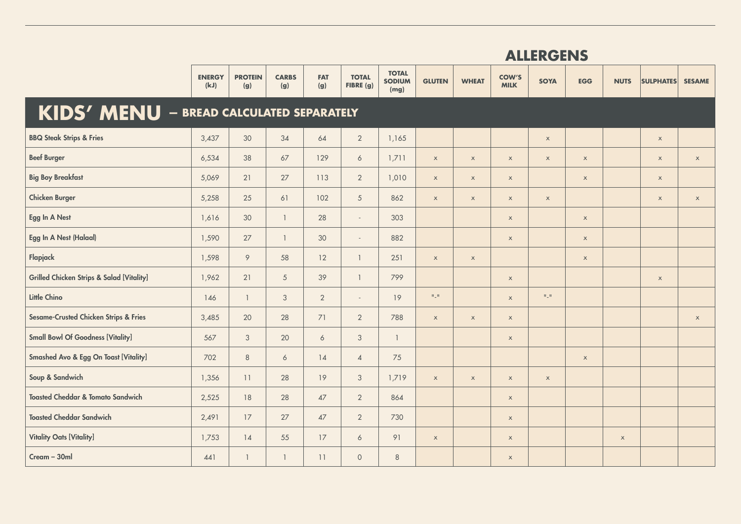| | ENERGY (kJ) | PROTEIN (g) | CARBS (g) | FAT (g) | TOTAL FIBRE (g) | TOTAL SODIUM (mg) | GLUTEN | WHEAT | COW'S MILK | SOYA | EGG | NUTS | SULPHATES | SESAME |
|---|---|---|---|---|---|---|---|---|---|---|---|---|---|---|
| | | | | | | | ALLERGENS | | | | | | | |
| **KIDS' MENU – BREAD CALCULATED SEPARATELY** | | | | | | | | | | | | | | |
| BBQ Steak Strips & Fries | 3,437 | 30 | 34 | 64 | 2 | 1,165 | | | | x | | | x | |
| Beef Burger | 6,534 | 38 | 67 | 129 | 6 | 1,711 | x | x | x | x | x | | x | x |
| Big Boy Breakfast | 5,069 | 21 | 27 | 113 | 2 | 1,010 | x | x | x | | x | | x | |
| Chicken Burger | 5,258 | 25 | 61 | 102 | 5 | 862 | x | x | x | x | | | x | x |
| Egg In A Nest | 1,616 | 30 | 1 | 28 | - | 303 | | | x | | x | | | |
| Egg In A Nest (Halaal) | 1,590 | 27 | 1 | 30 | - | 882 | | | x | | x | | | |
| Flapjack | 1,598 | 9 | 58 | 12 | 1 | 251 | x | x | | | x | | | |
| Grilled Chicken Strips & Salad [Vitality] | 1,962 | 21 | 5 | 39 | 1 | 799 | | | x | | | | x | |
| Little Chino | 146 | 1 | 3 | 2 | - | 19 | "-" | | x | "-" | | | | |
| Sesame-Crusted Chicken Strips & Fries | 3,485 | 20 | 28 | 71 | 2 | 788 | x | x | x | | | | | x |
| Small Bowl Of Goodness [Vitality] | 567 | 3 | 20 | 6 | 3 | 1 | | | x | | | | | |
| Smashed Avo & Egg On Toast [Vitality] | 702 | 8 | 6 | 14 | 4 | 75 | | | | | x | | | |
| Soup & Sandwich | 1,356 | 11 | 28 | 19 | 3 | 1,719 | x | x | x | x | | | | |
| Toasted Cheddar & Tomato Sandwich | 2,525 | 18 | 28 | 47 | 2 | 864 | | | x | | | | | |
| Toasted Cheddar Sandwich | 2,491 | 17 | 27 | 47 | 2 | 730 | | | x | | | | | |
| Vitality Oats [Vitality] | 1,753 | 14 | 55 | 17 | 6 | 91 | x | | x | | | x | | |
| Cream – 30ml | 441 | 1 | 1 | 11 | 0 | 8 | | | x | | | | | |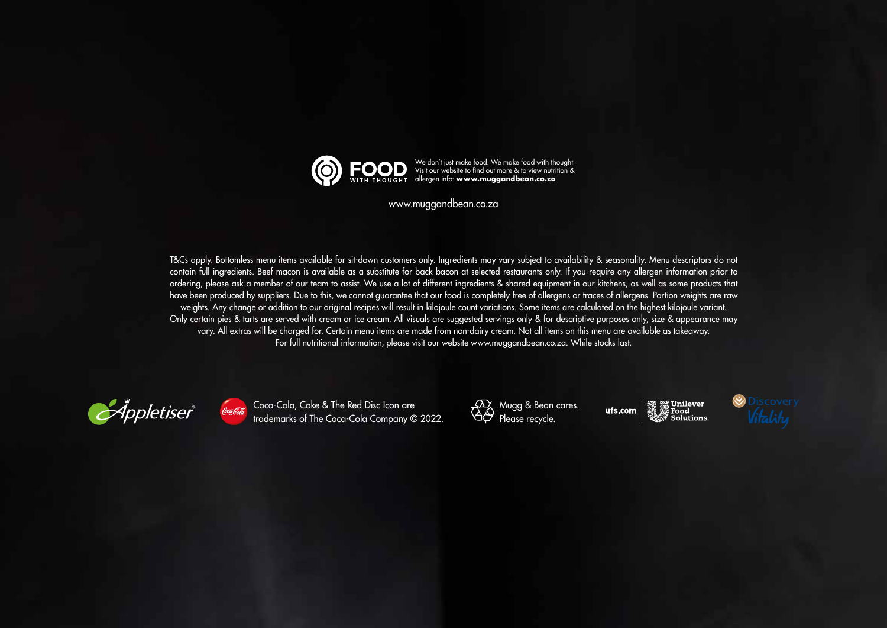**FOOD** WITH THOUGHT

We don't just make food. We make food with thought. Visit our website to find out more & to view nutrition & allergen info: **www.muggandbean.co.za**

www.muggandbean.co.za

T&Cs apply. Bottomless menu items available for sit-down customers only. Ingredients may vary subject to availability & seasonality. Menu descriptors do not contain full ingredients. Beef macon is available as a substitute for back bacon at selected restaurants only. If you require any allergen information prior to ordering, please ask a member of our team to assist. We use a lot of different ingredients & shared equipment in our kitchens, as well as some products that have been produced by suppliers. Due to this, we cannot guarantee that our food is completely free of allergens or traces of allergens. Portion weights are raw weights. Any change or addition to our original recipes will result in kilojoule count variations. Some items are calculated on the highest kilojoule variant. Only certain pies & tarts are served with cream or ice cream. All visuals are suggested servings only & for descriptive purposes only, size & appearance may vary. All extras will be charged for. Certain menu items are made from non-dairy cream. Not all items on this menu are available as takeaway. For full nutritional information, please visit our website www.muggandbean.co.za. While stocks last.

Appletiser®

Coca-Cola, Coke & The Red Disc Icon are trademarks of The Coca-Cola Company © 2022.

Mugg & Bean cares. Please recycle.

ufs.com | Unilever Food Solutions

Discovery Vitality